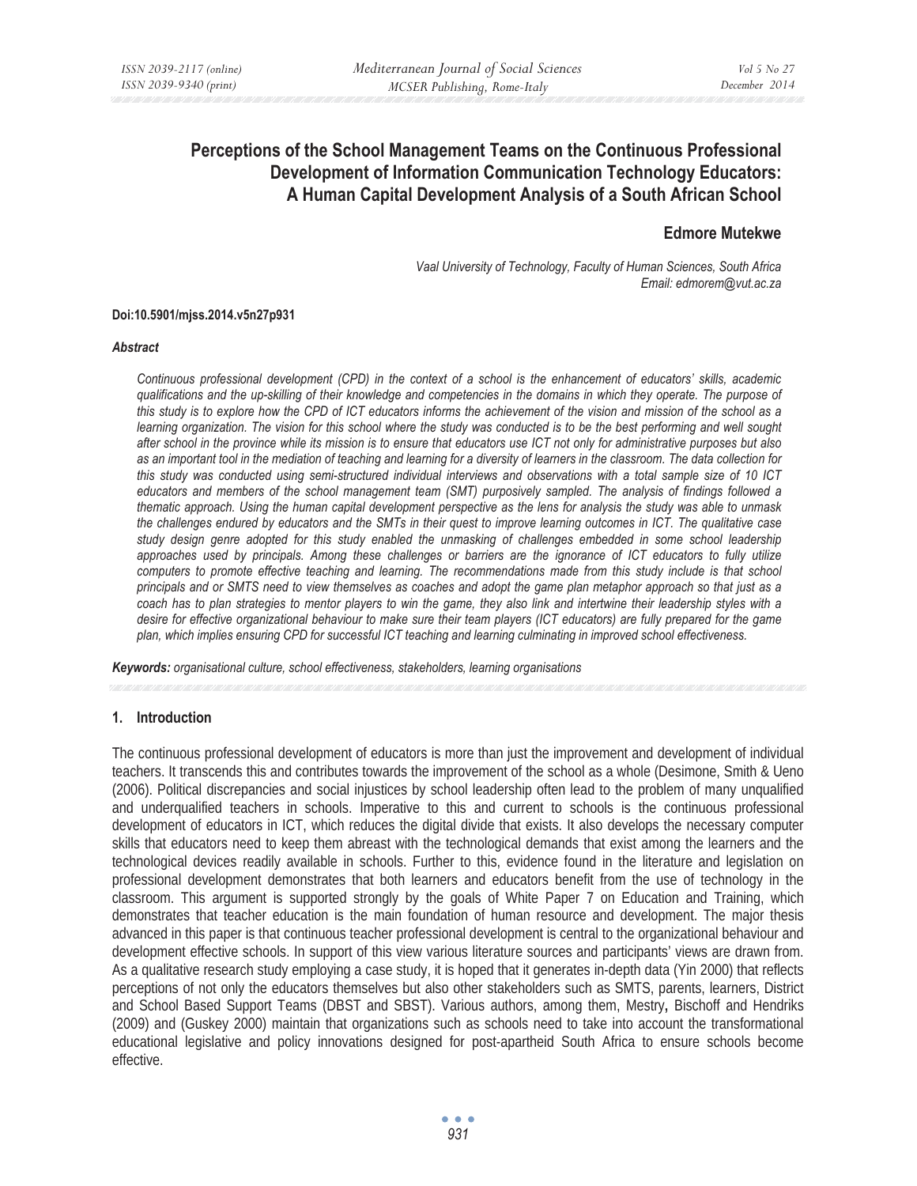# Perceptions of the School Management Teams on the Continuous Professional Development of Information Communication Technology Educators: A Human Capital Development Analysis of a South African School

**Edmore Mutekwe**

*Vaal University of Technology, Faculty of Human Sciences, South Africa*
*Email: edmorem@vut.ac.za*

**Doi:10.5901/mjss.2014.v5n27p931**

***Abstract***

*Continuous professional development (CPD) in the context of a school is the enhancement of educators' skills, academic qualifications and the up-skilling of their knowledge and competencies in the domains in which they operate. The purpose of this study is to explore how the CPD of ICT educators informs the achievement of the vision and mission of the school as a learning organization. The vision for this school where the study was conducted is to be the best performing and well sought after school in the province while its mission is to ensure that educators use ICT not only for administrative purposes but also as an important tool in the mediation of teaching and learning for a diversity of learners in the classroom. The data collection for this study was conducted using semi-structured individual interviews and observations with a total sample size of 10 ICT educators and members of the school management team (SMT) purposively sampled. The analysis of findings followed a thematic approach. Using the human capital development perspective as the lens for analysis the study was able to unmask the challenges endured by educators and the SMTs in their quest to improve learning outcomes in ICT. The qualitative case study design genre adopted for this study enabled the unmasking of challenges embedded in some school leadership approaches used by principals. Among these challenges or barriers are the ignorance of ICT educators to fully utilize computers to promote effective teaching and learning. The recommendations made from this study include is that school principals and or SMTS need to view themselves as coaches and adopt the game plan metaphor approach so that just as a coach has to plan strategies to mentor players to win the game, they also link and intertwine their leadership styles with a desire for effective organizational behaviour to make sure their team players (ICT educators) are fully prepared for the game plan, which implies ensuring CPD for successful ICT teaching and learning culminating in improved school effectiveness.*

***Keywords:*** *organisational culture, school effectiveness, stakeholders, learning organisations*

## 1. Introduction

The continuous professional development of educators is more than just the improvement and development of individual teachers. It transcends this and contributes towards the improvement of the school as a whole (Desimone, Smith & Ueno (2006). Political discrepancies and social injustices by school leadership often lead to the problem of many unqualified and underqualified teachers in schools. Imperative to this and current to schools is the continuous professional development of educators in ICT, which reduces the digital divide that exists. It also develops the necessary computer skills that educators need to keep them abreast with the technological demands that exist among the learners and the technological devices readily available in schools. Further to this, evidence found in the literature and legislation on professional development demonstrates that both learners and educators benefit from the use of technology in the classroom. This argument is supported strongly by the goals of White Paper 7 on Education and Training, which demonstrates that teacher education is the main foundation of human resource and development. The major thesis advanced in this paper is that continuous teacher professional development is central to the organizational behaviour and development effective schools. In support of this view various literature sources and participants' views are drawn from. As a qualitative research study employing a case study, it is hoped that it generates in-depth data (Yin 2000) that reflects perceptions of not only the educators themselves but also other stakeholders such as SMTS, parents, learners, District and School Based Support Teams (DBST and SBST). Various authors, among them, Mestry**,** Bischoff and Hendriks (2009) and (Guskey 2000) maintain that organizations such as schools need to take into account the transformational educational legislative and policy innovations designed for post-apartheid South Africa to ensure schools become effective.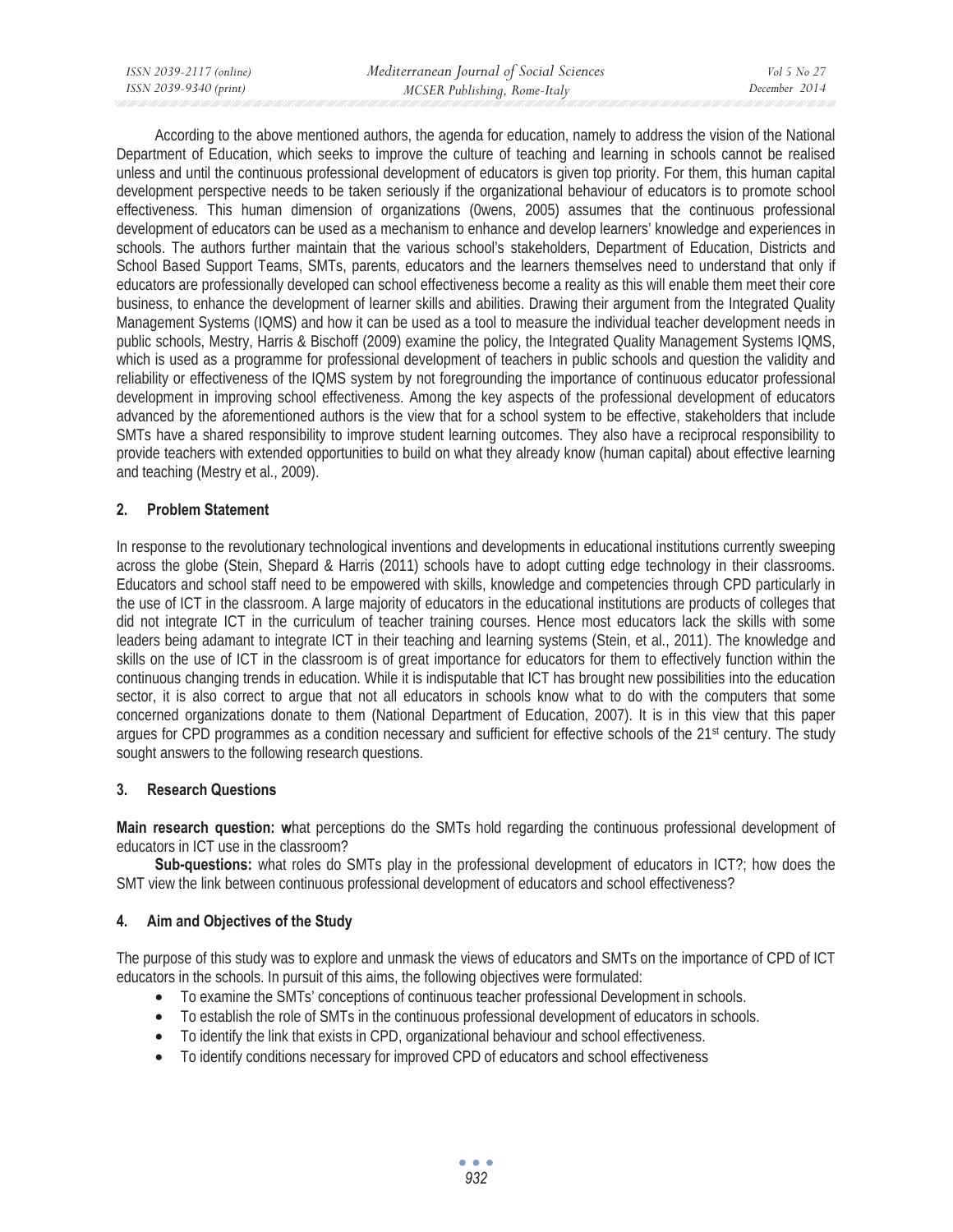According to the above mentioned authors, the agenda for education, namely to address the vision of the National Department of Education, which seeks to improve the culture of teaching and learning in schools cannot be realised unless and until the continuous professional development of educators is given top priority. For them, this human capital development perspective needs to be taken seriously if the organizational behaviour of educators is to promote school effectiveness. This human dimension of organizations (0wens, 2005) assumes that the continuous professional development of educators can be used as a mechanism to enhance and develop learners' knowledge and experiences in schools. The authors further maintain that the various school's stakeholders, Department of Education, Districts and School Based Support Teams, SMTs, parents, educators and the learners themselves need to understand that only if educators are professionally developed can school effectiveness become a reality as this will enable them meet their core business, to enhance the development of learner skills and abilities. Drawing their argument from the Integrated Quality Management Systems (IQMS) and how it can be used as a tool to measure the individual teacher development needs in public schools, Mestry, Harris & Bischoff (2009) examine the policy, the Integrated Quality Management Systems IQMS, which is used as a programme for professional development of teachers in public schools and question the validity and reliability or effectiveness of the IQMS system by not foregrounding the importance of continuous educator professional development in improving school effectiveness. Among the key aspects of the professional development of educators advanced by the aforementioned authors is the view that for a school system to be effective, stakeholders that include SMTs have a shared responsibility to improve student learning outcomes. They also have a reciprocal responsibility to provide teachers with extended opportunities to build on what they already know (human capital) about effective learning and teaching (Mestry et al., 2009).

## 2. Problem Statement

In response to the revolutionary technological inventions and developments in educational institutions currently sweeping across the globe (Stein, Shepard & Harris (2011) schools have to adopt cutting edge technology in their classrooms. Educators and school staff need to be empowered with skills, knowledge and competencies through CPD particularly in the use of ICT in the classroom. A large majority of educators in the educational institutions are products of colleges that did not integrate ICT in the curriculum of teacher training courses. Hence most educators lack the skills with some leaders being adamant to integrate ICT in their teaching and learning systems (Stein, et al., 2011). The knowledge and skills on the use of ICT in the classroom is of great importance for educators for them to effectively function within the continuous changing trends in education. While it is indisputable that ICT has brought new possibilities into the education sector, it is also correct to argue that not all educators in schools know what to do with the computers that some concerned organizations donate to them (National Department of Education, 2007). It is in this view that this paper argues for CPD programmes as a condition necessary and sufficient for effective schools of the 21st century. The study sought answers to the following research questions.

## 3. Research Questions

**Main research question: w**hat perceptions do the SMTs hold regarding the continuous professional development of educators in ICT use in the classroom?

**Sub-questions:** what roles do SMTs play in the professional development of educators in ICT?; how does the SMT view the link between continuous professional development of educators and school effectiveness?

## 4. Aim and Objectives of the Study

The purpose of this study was to explore and unmask the views of educators and SMTs on the importance of CPD of ICT educators in the schools. In pursuit of this aims, the following objectives were formulated:

- To examine the SMTs' conceptions of continuous teacher professional Development in schools.
- To establish the role of SMTs in the continuous professional development of educators in schools.
- To identify the link that exists in CPD, organizational behaviour and school effectiveness.
- To identify conditions necessary for improved CPD of educators and school effectiveness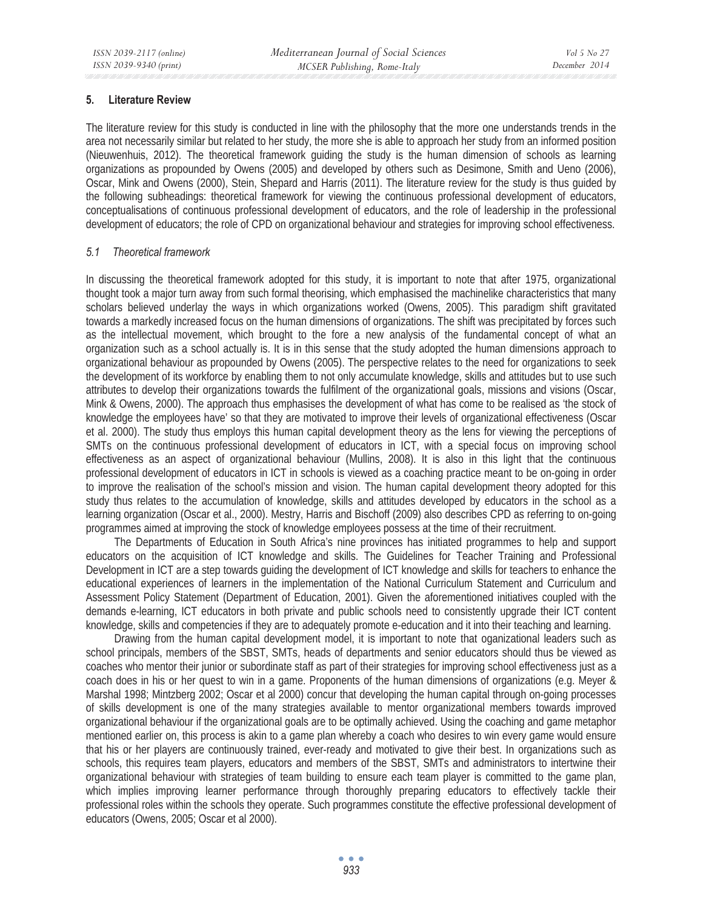## 5. Literature Review

The literature review for this study is conducted in line with the philosophy that the more one understands trends in the area not necessarily similar but related to her study, the more she is able to approach her study from an informed position (Nieuwenhuis, 2012). The theoretical framework guiding the study is the human dimension of schools as learning organizations as propounded by Owens (2005) and developed by others such as Desimone, Smith and Ueno (2006), Oscar, Mink and Owens (2000), Stein, Shepard and Harris (2011). The literature review for the study is thus guided by the following subheadings: theoretical framework for viewing the continuous professional development of educators, conceptualisations of continuous professional development of educators, and the role of leadership in the professional development of educators; the role of CPD on organizational behaviour and strategies for improving school effectiveness.

### *5.1 Theoretical framework*

In discussing the theoretical framework adopted for this study, it is important to note that after 1975, organizational thought took a major turn away from such formal theorising, which emphasised the machinelike characteristics that many scholars believed underlay the ways in which organizations worked (Owens, 2005). This paradigm shift gravitated towards a markedly increased focus on the human dimensions of organizations. The shift was precipitated by forces such as the intellectual movement, which brought to the fore a new analysis of the fundamental concept of what an organization such as a school actually is. It is in this sense that the study adopted the human dimensions approach to organizational behaviour as propounded by Owens (2005). The perspective relates to the need for organizations to seek the development of its workforce by enabling them to not only accumulate knowledge, skills and attitudes but to use such attributes to develop their organizations towards the fulfilment of the organizational goals, missions and visions (Oscar, Mink & Owens, 2000). The approach thus emphasises the development of what has come to be realised as 'the stock of knowledge the employees have' so that they are motivated to improve their levels of organizational effectiveness (Oscar et al. 2000). The study thus employs this human capital development theory as the lens for viewing the perceptions of SMTs on the continuous professional development of educators in ICT, with a special focus on improving school effectiveness as an aspect of organizational behaviour (Mullins, 2008). It is also in this light that the continuous professional development of educators in ICT in schools is viewed as a coaching practice meant to be on-going in order to improve the realisation of the school's mission and vision. The human capital development theory adopted for this study thus relates to the accumulation of knowledge, skills and attitudes developed by educators in the school as a learning organization (Oscar et al., 2000). Mestry, Harris and Bischoff (2009) also describes CPD as referring to on-going programmes aimed at improving the stock of knowledge employees possess at the time of their recruitment.

The Departments of Education in South Africa's nine provinces has initiated programmes to help and support educators on the acquisition of ICT knowledge and skills. The Guidelines for Teacher Training and Professional Development in ICT are a step towards guiding the development of ICT knowledge and skills for teachers to enhance the educational experiences of learners in the implementation of the National Curriculum Statement and Curriculum and Assessment Policy Statement (Department of Education, 2001). Given the aforementioned initiatives coupled with the demands e-learning, ICT educators in both private and public schools need to consistently upgrade their ICT content knowledge, skills and competencies if they are to adequately promote e-education and it into their teaching and learning.

Drawing from the human capital development model, it is important to note that oganizational leaders such as school principals, members of the SBST, SMTs, heads of departments and senior educators should thus be viewed as coaches who mentor their junior or subordinate staff as part of their strategies for improving school effectiveness just as a coach does in his or her quest to win in a game. Proponents of the human dimensions of organizations (e.g. Meyer & Marshal 1998; Mintzberg 2002; Oscar et al 2000) concur that developing the human capital through on-going processes of skills development is one of the many strategies available to mentor organizational members towards improved organizational behaviour if the organizational goals are to be optimally achieved. Using the coaching and game metaphor mentioned earlier on, this process is akin to a game plan whereby a coach who desires to win every game would ensure that his or her players are continuously trained, ever-ready and motivated to give their best. In organizations such as schools, this requires team players, educators and members of the SBST, SMTs and administrators to intertwine their organizational behaviour with strategies of team building to ensure each team player is committed to the game plan, which implies improving learner performance through thoroughly preparing educators to effectively tackle their professional roles within the schools they operate. Such programmes constitute the effective professional development of educators (Owens, 2005; Oscar et al 2000).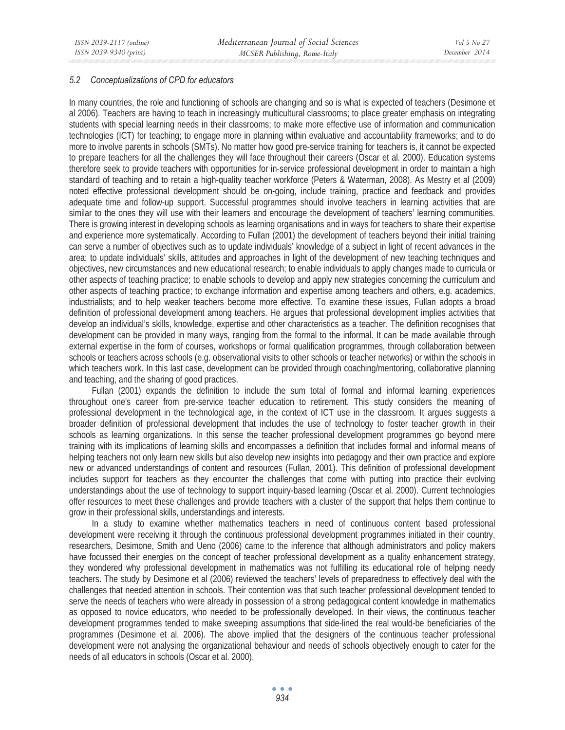### *5.2 Conceptualizations of CPD for educators*

In many countries, the role and functioning of schools are changing and so is what is expected of teachers (Desimone et al 2006). Teachers are having to teach in increasingly multicultural classrooms; to place greater emphasis on integrating students with special learning needs in their classrooms; to make more effective use of information and communication technologies (ICT) for teaching; to engage more in planning within evaluative and accountability frameworks; and to do more to involve parents in schools (SMTs). No matter how good pre-service training for teachers is, it cannot be expected to prepare teachers for all the challenges they will face throughout their careers (Oscar et al. 2000). Education systems therefore seek to provide teachers with opportunities for in-service professional development in order to maintain a high standard of teaching and to retain a high-quality teacher workforce (Peters & Waterman, 2008). As Mestry et al (2009) noted effective professional development should be on-going, include training, practice and feedback and provides adequate time and follow-up support. Successful programmes should involve teachers in learning activities that are similar to the ones they will use with their learners and encourage the development of teachers' learning communities. There is growing interest in developing schools as learning organisations and in ways for teachers to share their expertise and experience more systematically. According to Fullan (2001) the development of teachers beyond their initial training can serve a number of objectives such as to update individuals' knowledge of a subject in light of recent advances in the area; to update individuals' skills, attitudes and approaches in light of the development of new teaching techniques and objectives, new circumstances and new educational research; to enable individuals to apply changes made to curricula or other aspects of teaching practice; to enable schools to develop and apply new strategies concerning the curriculum and other aspects of teaching practice; to exchange information and expertise among teachers and others, e.g. academics, industrialists; and to help weaker teachers become more effective. To examine these issues, Fullan adopts a broad definition of professional development among teachers. He argues that professional development implies activities that develop an individual's skills, knowledge, expertise and other characteristics as a teacher. The definition recognises that development can be provided in many ways, ranging from the formal to the informal. It can be made available through external expertise in the form of courses, workshops or formal qualification programmes, through collaboration between schools or teachers across schools (e.g. observational visits to other schools or teacher networks) or within the schools in which teachers work. In this last case, development can be provided through coaching/mentoring, collaborative planning and teaching, and the sharing of good practices.

Fullan (2001) expands the definition to include the sum total of formal and informal learning experiences throughout one's career from pre-service teacher education to retirement. This study considers the meaning of professional development in the technological age, in the context of ICT use in the classroom. It argues suggests a broader definition of professional development that includes the use of technology to foster teacher growth in their schools as learning organizations. In this sense the teacher professional development programmes go beyond mere training with its implications of learning skills and encompasses a definition that includes formal and informal means of helping teachers not only learn new skills but also develop new insights into pedagogy and their own practice and explore new or advanced understandings of content and resources (Fullan, 2001). This definition of professional development includes support for teachers as they encounter the challenges that come with putting into practice their evolving understandings about the use of technology to support inquiry-based learning (Oscar et al. 2000). Current technologies offer resources to meet these challenges and provide teachers with a cluster of the support that helps them continue to grow in their professional skills, understandings and interests.

In a study to examine whether mathematics teachers in need of continuous content based professional development were receiving it through the continuous professional development programmes initiated in their country, researchers, Desimone, Smith and Ueno (2006) came to the inference that although administrators and policy makers have focussed their energies on the concept of teacher professional development as a quality enhancement strategy, they wondered why professional development in mathematics was not fulfilling its educational role of helping needy teachers. The study by Desimone et al (2006) reviewed the teachers' levels of preparedness to effectively deal with the challenges that needed attention in schools. Their contention was that such teacher professional development tended to serve the needs of teachers who were already in possession of a strong pedagogical content knowledge in mathematics as opposed to novice educators, who needed to be professionally developed. In their views, the continuous teacher development programmes tended to make sweeping assumptions that side-lined the real would-be beneficiaries of the programmes (Desimone et al. 2006). The above implied that the designers of the continuous teacher professional development were not analysing the organizational behaviour and needs of schools objectively enough to cater for the needs of all educators in schools (Oscar et al. 2000).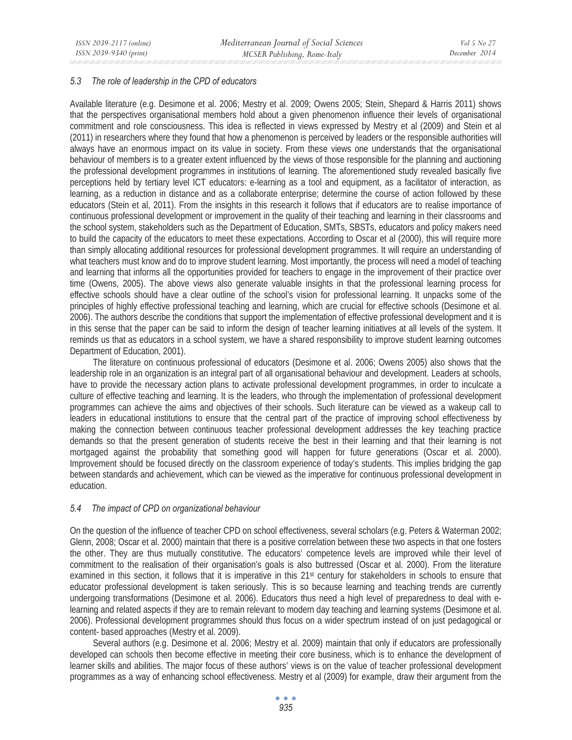### *5.3 The role of leadership in the CPD of educators*

Available literature (e.g. Desimone et al. 2006; Mestry et al. 2009; Owens 2005; Stein, Shepard & Harris 2011) shows that the perspectives organisational members hold about a given phenomenon influence their levels of organisational commitment and role consciousness. This idea is reflected in views expressed by Mestry et al (2009) and Stein et al (2011) in researchers where they found that how a phenomenon is perceived by leaders or the responsible authorities will always have an enormous impact on its value in society. From these views one understands that the organisational behaviour of members is to a greater extent influenced by the views of those responsible for the planning and auctioning the professional development programmes in institutions of learning. The aforementioned study revealed basically five perceptions held by tertiary level ICT educators: e-learning as a tool and equipment, as a facilitator of interaction, as learning, as a reduction in distance and as a collaborate enterprise; determine the course of action followed by these educators (Stein et al, 2011). From the insights in this research it follows that if educators are to realise importance of continuous professional development or improvement in the quality of their teaching and learning in their classrooms and the school system, stakeholders such as the Department of Education, SMTs, SBSTs, educators and policy makers need to build the capacity of the educators to meet these expectations. According to Oscar et al (2000), this will require more than simply allocating additional resources for professional development programmes. It will require an understanding of what teachers must know and do to improve student learning. Most importantly, the process will need a model of teaching and learning that informs all the opportunities provided for teachers to engage in the improvement of their practice over time (Owens, 2005). The above views also generate valuable insights in that the professional learning process for effective schools should have a clear outline of the school's vision for professional learning. It unpacks some of the principles of highly effective professional teaching and learning, which are crucial for effective schools (Desimone et al. 2006). The authors describe the conditions that support the implementation of effective professional development and it is in this sense that the paper can be said to inform the design of teacher learning initiatives at all levels of the system. It reminds us that as educators in a school system, we have a shared responsibility to improve student learning outcomes Department of Education, 2001).

The literature on continuous professional of educators (Desimone et al. 2006; Owens 2005) also shows that the leadership role in an organization is an integral part of all organisational behaviour and development. Leaders at schools, have to provide the necessary action plans to activate professional development programmes, in order to inculcate a culture of effective teaching and learning. It is the leaders, who through the implementation of professional development programmes can achieve the aims and objectives of their schools. Such literature can be viewed as a wakeup call to leaders in educational institutions to ensure that the central part of the practice of improving school effectiveness by making the connection between continuous teacher professional development addresses the key teaching practice demands so that the present generation of students receive the best in their learning and that their learning is not mortgaged against the probability that something good will happen for future generations (Oscar et al. 2000). Improvement should be focused directly on the classroom experience of today's students. This implies bridging the gap between standards and achievement, which can be viewed as the imperative for continuous professional development in education.

### *5.4 The impact of CPD on organizational behaviour*

On the question of the influence of teacher CPD on school effectiveness, several scholars (e.g. Peters & Waterman 2002; Glenn, 2008; Oscar et al. 2000) maintain that there is a positive correlation between these two aspects in that one fosters the other. They are thus mutually constitutive. The educators' competence levels are improved while their level of commitment to the realisation of their organisation's goals is also buttressed (Oscar et al. 2000). From the literature examined in this section, it follows that it is imperative in this 21st century for stakeholders in schools to ensure that educator professional development is taken seriously. This is so because learning and teaching trends are currently undergoing transformations (Desimone et al. 2006). Educators thus need a high level of preparedness to deal with e-learning and related aspects if they are to remain relevant to modern day teaching and learning systems (Desimone et al. 2006). Professional development programmes should thus focus on a wider spectrum instead of on just pedagogical or content- based approaches (Mestry et al. 2009).

Several authors (e.g. Desimone et al. 2006; Mestry et al. 2009) maintain that only if educators are professionally developed can schools then become effective in meeting their core business, which is to enhance the development of learner skills and abilities. The major focus of these authors' views is on the value of teacher professional development programmes as a way of enhancing school effectiveness. Mestry et al (2009) for example, draw their argument from the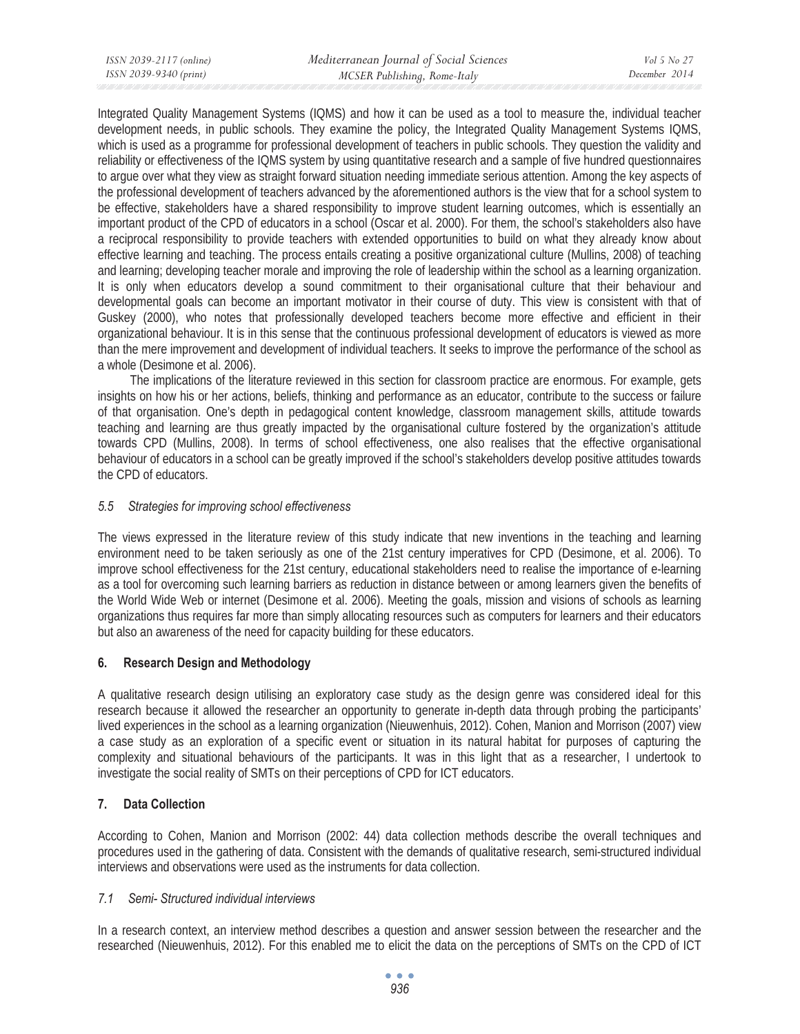Integrated Quality Management Systems (IQMS) and how it can be used as a tool to measure the, individual teacher development needs, in public schools. They examine the policy, the Integrated Quality Management Systems IQMS, which is used as a programme for professional development of teachers in public schools. They question the validity and reliability or effectiveness of the IQMS system by using quantitative research and a sample of five hundred questionnaires to argue over what they view as straight forward situation needing immediate serious attention. Among the key aspects of the professional development of teachers advanced by the aforementioned authors is the view that for a school system to be effective, stakeholders have a shared responsibility to improve student learning outcomes, which is essentially an important product of the CPD of educators in a school (Oscar et al. 2000). For them, the school's stakeholders also have a reciprocal responsibility to provide teachers with extended opportunities to build on what they already know about effective learning and teaching. The process entails creating a positive organizational culture (Mullins, 2008) of teaching and learning; developing teacher morale and improving the role of leadership within the school as a learning organization. It is only when educators develop a sound commitment to their organisational culture that their behaviour and developmental goals can become an important motivator in their course of duty. This view is consistent with that of Guskey (2000), who notes that professionally developed teachers become more effective and efficient in their organizational behaviour. It is in this sense that the continuous professional development of educators is viewed as more than the mere improvement and development of individual teachers. It seeks to improve the performance of the school as a whole (Desimone et al. 2006).

The implications of the literature reviewed in this section for classroom practice are enormous. For example, gets insights on how his or her actions, beliefs, thinking and performance as an educator, contribute to the success or failure of that organisation. One's depth in pedagogical content knowledge, classroom management skills, attitude towards teaching and learning are thus greatly impacted by the organisational culture fostered by the organization's attitude towards CPD (Mullins, 2008). In terms of school effectiveness, one also realises that the effective organisational behaviour of educators in a school can be greatly improved if the school's stakeholders develop positive attitudes towards the CPD of educators.

### *5.5 Strategies for improving school effectiveness*

The views expressed in the literature review of this study indicate that new inventions in the teaching and learning environment need to be taken seriously as one of the 21st century imperatives for CPD (Desimone, et al. 2006). To improve school effectiveness for the 21st century, educational stakeholders need to realise the importance of e-learning as a tool for overcoming such learning barriers as reduction in distance between or among learners given the benefits of the World Wide Web or internet (Desimone et al. 2006). Meeting the goals, mission and visions of schools as learning organizations thus requires far more than simply allocating resources such as computers for learners and their educators but also an awareness of the need for capacity building for these educators.

## 6. Research Design and Methodology

A qualitative research design utilising an exploratory case study as the design genre was considered ideal for this research because it allowed the researcher an opportunity to generate in-depth data through probing the participants' lived experiences in the school as a learning organization (Nieuwenhuis, 2012). Cohen, Manion and Morrison (2007) view a case study as an exploration of a specific event or situation in its natural habitat for purposes of capturing the complexity and situational behaviours of the participants. It was in this light that as a researcher, I undertook to investigate the social reality of SMTs on their perceptions of CPD for ICT educators.

## 7. Data Collection

According to Cohen, Manion and Morrison (2002: 44) data collection methods describe the overall techniques and procedures used in the gathering of data. Consistent with the demands of qualitative research, semi-structured individual interviews and observations were used as the instruments for data collection.

### *7.1 Semi- Structured individual interviews*

In a research context, an interview method describes a question and answer session between the researcher and the researched (Nieuwenhuis, 2012). For this enabled me to elicit the data on the perceptions of SMTs on the CPD of ICT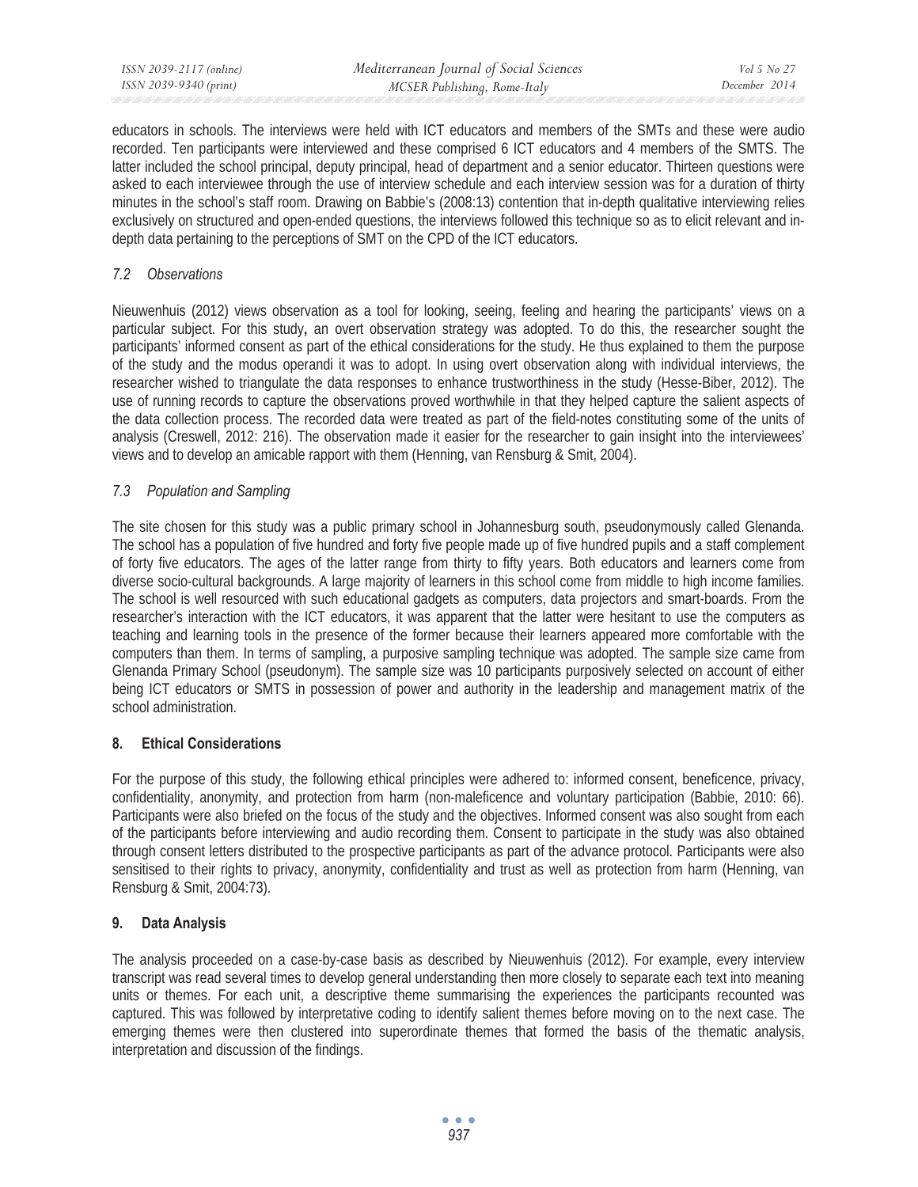educators in schools. The interviews were held with ICT educators and members of the SMTs and these were audio recorded. Ten participants were interviewed and these comprised 6 ICT educators and 4 members of the SMTS. The latter included the school principal, deputy principal, head of department and a senior educator. Thirteen questions were asked to each interviewee through the use of interview schedule and each interview session was for a duration of thirty minutes in the school's staff room. Drawing on Babbie's (2008:13) contention that in-depth qualitative interviewing relies exclusively on structured and open-ended questions, the interviews followed this technique so as to elicit relevant and in-depth data pertaining to the perceptions of SMT on the CPD of the ICT educators.

### *7.2 Observations*

Nieuwenhuis (2012) views observation as a tool for looking, seeing, feeling and hearing the participants' views on a particular subject. For this study**,** an overt observation strategy was adopted. To do this, the researcher sought the participants' informed consent as part of the ethical considerations for the study. He thus explained to them the purpose of the study and the modus operandi it was to adopt. In using overt observation along with individual interviews, the researcher wished to triangulate the data responses to enhance trustworthiness in the study (Hesse-Biber, 2012). The use of running records to capture the observations proved worthwhile in that they helped capture the salient aspects of the data collection process. The recorded data were treated as part of the field-notes constituting some of the units of analysis (Creswell, 2012: 216). The observation made it easier for the researcher to gain insight into the interviewees' views and to develop an amicable rapport with them (Henning, van Rensburg & Smit, 2004).

### *7.3 Population and Sampling*

The site chosen for this study was a public primary school in Johannesburg south, pseudonymously called Glenanda. The school has a population of five hundred and forty five people made up of five hundred pupils and a staff complement of forty five educators. The ages of the latter range from thirty to fifty years. Both educators and learners come from diverse socio-cultural backgrounds. A large majority of learners in this school come from middle to high income families. The school is well resourced with such educational gadgets as computers, data projectors and smart-boards. From the researcher's interaction with the ICT educators, it was apparent that the latter were hesitant to use the computers as teaching and learning tools in the presence of the former because their learners appeared more comfortable with the computers than them. In terms of sampling, a purposive sampling technique was adopted. The sample size came from Glenanda Primary School (pseudonym). The sample size was 10 participants purposively selected on account of either being ICT educators or SMTS in possession of power and authority in the leadership and management matrix of the school administration.

## **8. Ethical Considerations**

For the purpose of this study, the following ethical principles were adhered to: informed consent, beneficence, privacy, confidentiality, anonymity, and protection from harm (non-maleficence and voluntary participation (Babbie, 2010: 66). Participants were also briefed on the focus of the study and the objectives. Informed consent was also sought from each of the participants before interviewing and audio recording them. Consent to participate in the study was also obtained through consent letters distributed to the prospective participants as part of the advance protocol. Participants were also sensitised to their rights to privacy, anonymity, confidentiality and trust as well as protection from harm (Henning, van Rensburg & Smit, 2004:73).

## **9. Data Analysis**

The analysis proceeded on a case-by-case basis as described by Nieuwenhuis (2012). For example, every interview transcript was read several times to develop general understanding then more closely to separate each text into meaning units or themes. For each unit, a descriptive theme summarising the experiences the participants recounted was captured. This was followed by interpretative coding to identify salient themes before moving on to the next case. The emerging themes were then clustered into superordinate themes that formed the basis of the thematic analysis, interpretation and discussion of the findings.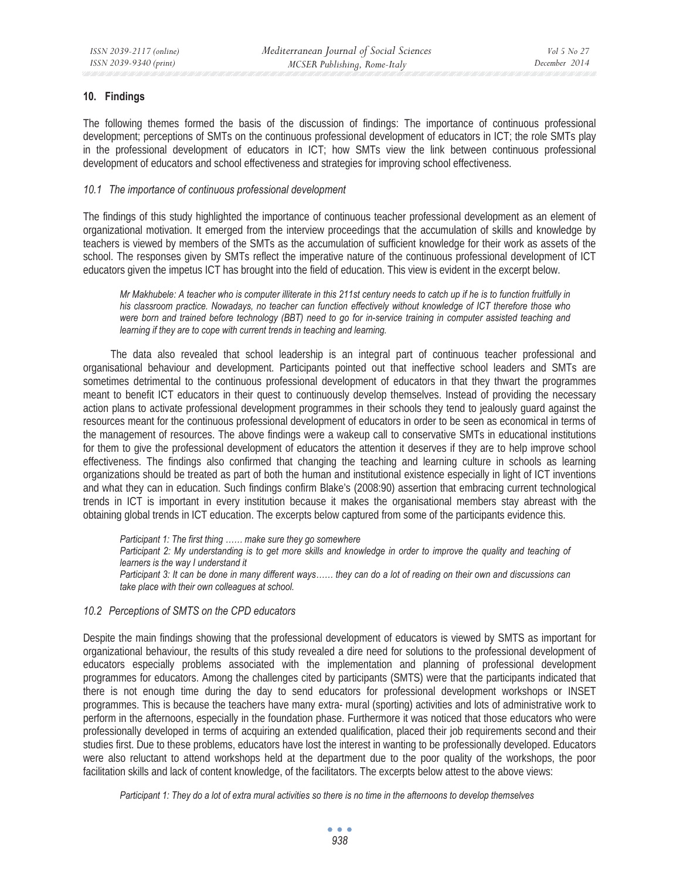## 10. Findings

The following themes formed the basis of the discussion of findings: The importance of continuous professional development; perceptions of SMTs on the continuous professional development of educators in ICT; the role SMTs play in the professional development of educators in ICT; how SMTs view the link between continuous professional development of educators and school effectiveness and strategies for improving school effectiveness.

### *10.1 The importance of continuous professional development*

The findings of this study highlighted the importance of continuous teacher professional development as an element of organizational motivation. It emerged from the interview proceedings that the accumulation of skills and knowledge by teachers is viewed by members of the SMTs as the accumulation of sufficient knowledge for their work as assets of the school. The responses given by SMTs reflect the imperative nature of the continuous professional development of ICT educators given the impetus ICT has brought into the field of education. This view is evident in the excerpt below.

> *Mr Makhubele: A teacher who is computer illiterate in this 211st century needs to catch up if he is to function fruitfully in his classroom practice. Nowadays, no teacher can function effectively without knowledge of ICT therefore those who were born and trained before technology (BBT) need to go for in-service training in computer assisted teaching and learning if they are to cope with current trends in teaching and learning.*

The data also revealed that school leadership is an integral part of continuous teacher professional and organisational behaviour and development. Participants pointed out that ineffective school leaders and SMTs are sometimes detrimental to the continuous professional development of educators in that they thwart the programmes meant to benefit ICT educators in their quest to continuously develop themselves. Instead of providing the necessary action plans to activate professional development programmes in their schools they tend to jealously guard against the resources meant for the continuous professional development of educators in order to be seen as economical in terms of the management of resources. The above findings were a wakeup call to conservative SMTs in educational institutions for them to give the professional development of educators the attention it deserves if they are to help improve school effectiveness. The findings also confirmed that changing the teaching and learning culture in schools as learning organizations should be treated as part of both the human and institutional existence especially in light of ICT inventions and what they can in education. Such findings confirm Blake's (2008:90) assertion that embracing current technological trends in ICT is important in every institution because it makes the organisational members stay abreast with the obtaining global trends in ICT education. The excerpts below captured from some of the participants evidence this.

> *Participant 1: The first thing …… make sure they go somewhere*
> *Participant 2: My understanding is to get more skills and knowledge in order to improve the quality and teaching of learners is the way I understand it*
> *Participant 3: It can be done in many different ways…… they can do a lot of reading on their own and discussions can take place with their own colleagues at school.*

### *10.2 Perceptions of SMTS on the CPD educators*

Despite the main findings showing that the professional development of educators is viewed by SMTS as important for organizational behaviour, the results of this study revealed a dire need for solutions to the professional development of educators especially problems associated with the implementation and planning of professional development programmes for educators. Among the challenges cited by participants (SMTS) were that the participants indicated that there is not enough time during the day to send educators for professional development workshops or INSET programmes. This is because the teachers have many extra- mural (sporting) activities and lots of administrative work to perform in the afternoons, especially in the foundation phase. Furthermore it was noticed that those educators who were professionally developed in terms of acquiring an extended qualification, placed their job requirements second and their studies first. Due to these problems, educators have lost the interest in wanting to be professionally developed. Educators were also reluctant to attend workshops held at the department due to the poor quality of the workshops, the poor facilitation skills and lack of content knowledge, of the facilitators. The excerpts below attest to the above views:

> *Participant 1: They do a lot of extra mural activities so there is no time in the afternoons to develop themselves*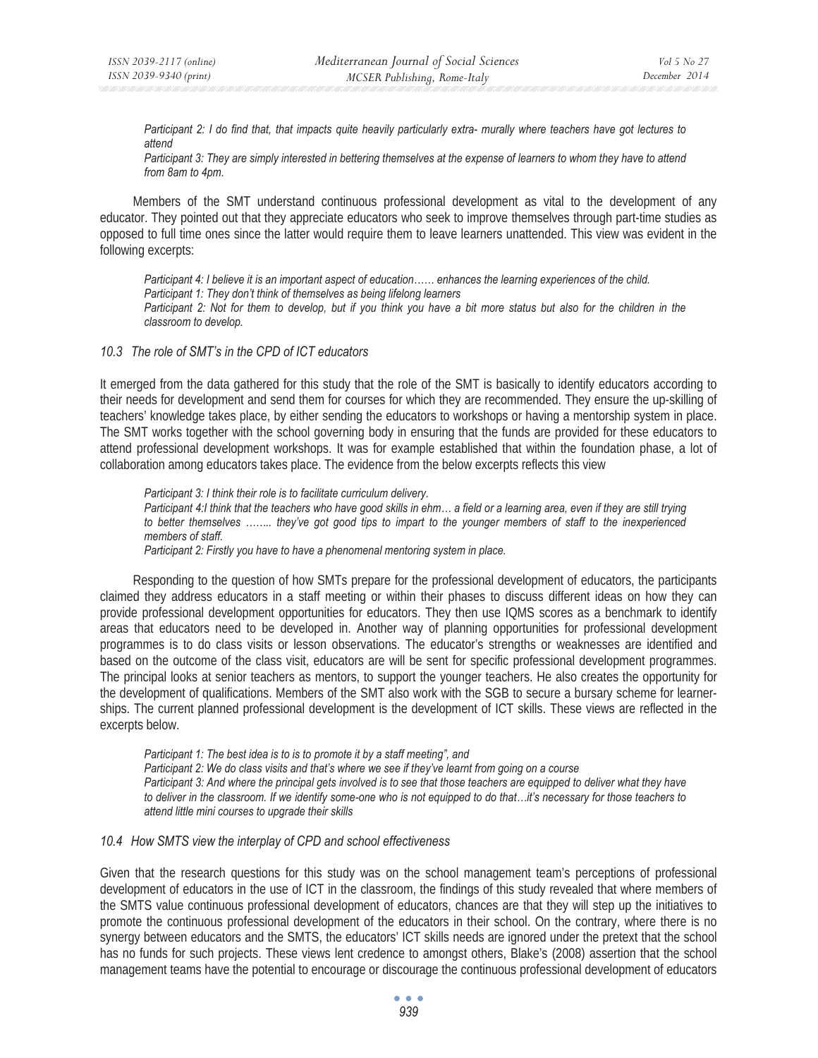*Participant 2: I do find that, that impacts quite heavily particularly extra- murally where teachers have got lectures to attend*

*Participant 3: They are simply interested in bettering themselves at the expense of learners to whom they have to attend from 8am to 4pm.*

Members of the SMT understand continuous professional development as vital to the development of any educator. They pointed out that they appreciate educators who seek to improve themselves through part-time studies as opposed to full time ones since the latter would require them to leave learners unattended. This view was evident in the following excerpts:

*Participant 4: I believe it is an important aspect of education…… enhances the learning experiences of the child.*

*Participant 1: They don't think of themselves as being lifelong learners*

*Participant 2: Not for them to develop, but if you think you have a bit more status but also for the children in the classroom to develop.*

### *10.3 The role of SMT's in the CPD of ICT educators*

It emerged from the data gathered for this study that the role of the SMT is basically to identify educators according to their needs for development and send them for courses for which they are recommended. They ensure the up-skilling of teachers' knowledge takes place, by either sending the educators to workshops or having a mentorship system in place. The SMT works together with the school governing body in ensuring that the funds are provided for these educators to attend professional development workshops. It was for example established that within the foundation phase, a lot of collaboration among educators takes place. The evidence from the below excerpts reflects this view

*Participant 3: I think their role is to facilitate curriculum delivery.*

*Participant 4:I think that the teachers who have good skills in ehm… a field or a learning area, even if they are still trying to better themselves …….. they've got good tips to impart to the younger members of staff to the inexperienced members of staff.*

*Participant 2: Firstly you have to have a phenomenal mentoring system in place.*

Responding to the question of how SMTs prepare for the professional development of educators, the participants claimed they address educators in a staff meeting or within their phases to discuss different ideas on how they can provide professional development opportunities for educators. They then use IQMS scores as a benchmark to identify areas that educators need to be developed in. Another way of planning opportunities for professional development programmes is to do class visits or lesson observations. The educator's strengths or weaknesses are identified and based on the outcome of the class visit, educators are will be sent for specific professional development programmes. The principal looks at senior teachers as mentors, to support the younger teachers. He also creates the opportunity for the development of qualifications. Members of the SMT also work with the SGB to secure a bursary scheme for learner-ships. The current planned professional development is the development of ICT skills. These views are reflected in the excerpts below.

*Participant 1: The best idea is to is to promote it by a staff meeting", and*

*Participant 2: We do class visits and that's where we see if they've learnt from going on a course*

*Participant 3: And where the principal gets involved is to see that those teachers are equipped to deliver what they have to deliver in the classroom. If we identify some-one who is not equipped to do that…it's necessary for those teachers to attend little mini courses to upgrade their skills*

### *10.4 How SMTS view the interplay of CPD and school effectiveness*

Given that the research questions for this study was on the school management team's perceptions of professional development of educators in the use of ICT in the classroom, the findings of this study revealed that where members of the SMTS value continuous professional development of educators, chances are that they will step up the initiatives to promote the continuous professional development of the educators in their school. On the contrary, where there is no synergy between educators and the SMTS, the educators' ICT skills needs are ignored under the pretext that the school has no funds for such projects. These views lent credence to amongst others, Blake's (2008) assertion that the school management teams have the potential to encourage or discourage the continuous professional development of educators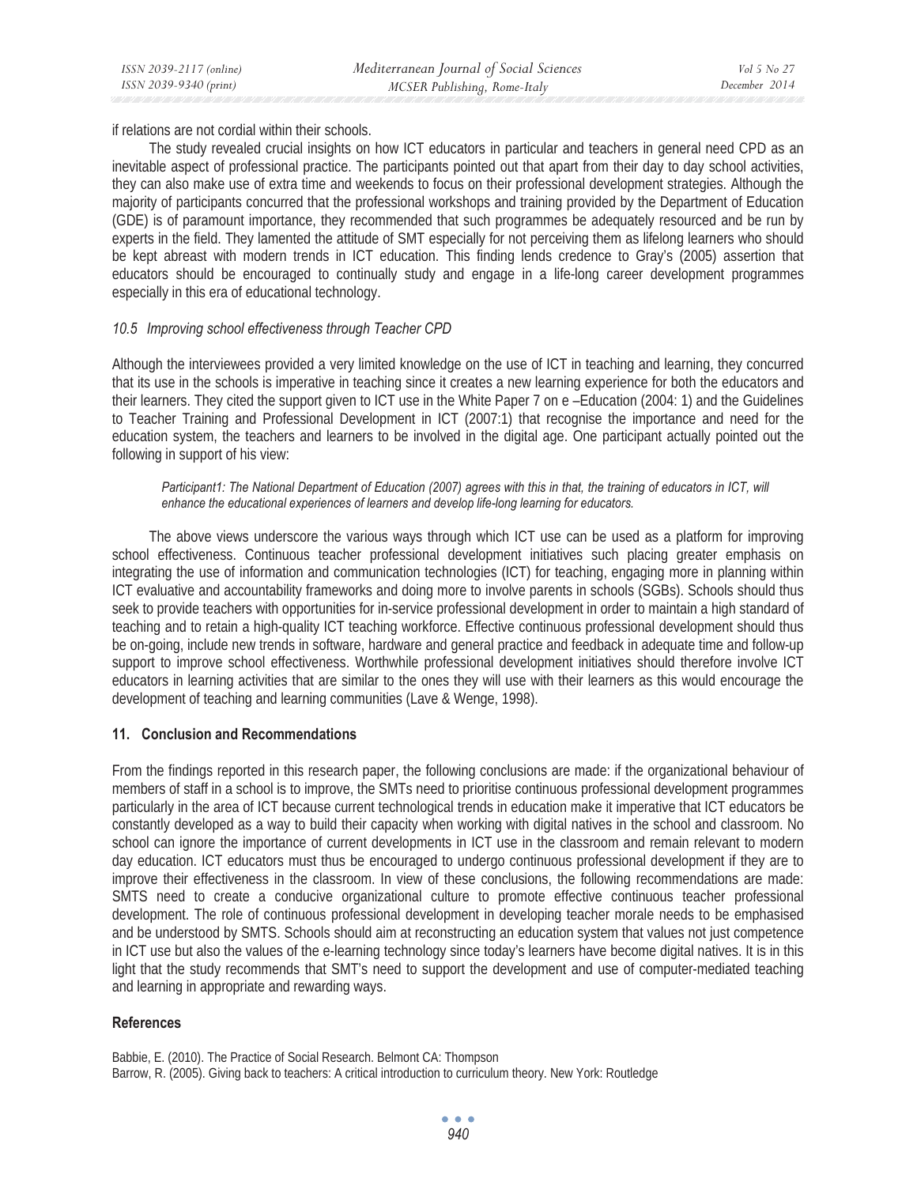if relations are not cordial within their schools.

The study revealed crucial insights on how ICT educators in particular and teachers in general need CPD as an inevitable aspect of professional practice. The participants pointed out that apart from their day to day school activities, they can also make use of extra time and weekends to focus on their professional development strategies. Although the majority of participants concurred that the professional workshops and training provided by the Department of Education (GDE) is of paramount importance, they recommended that such programmes be adequately resourced and be run by experts in the field. They lamented the attitude of SMT especially for not perceiving them as lifelong learners who should be kept abreast with modern trends in ICT education. This finding lends credence to Gray's (2005) assertion that educators should be encouraged to continually study and engage in a life-long career development programmes especially in this era of educational technology.

### *10.5 Improving school effectiveness through Teacher CPD*

Although the interviewees provided a very limited knowledge on the use of ICT in teaching and learning, they concurred that its use in the schools is imperative in teaching since it creates a new learning experience for both the educators and their learners. They cited the support given to ICT use in the White Paper 7 on e –Education (2004: 1) and the Guidelines to Teacher Training and Professional Development in ICT (2007:1) that recognise the importance and need for the education system, the teachers and learners to be involved in the digital age. One participant actually pointed out the following in support of his view:

> *Participant1: The National Department of Education (2007) agrees with this in that, the training of educators in ICT, will enhance the educational experiences of learners and develop life-long learning for educators.*

The above views underscore the various ways through which ICT use can be used as a platform for improving school effectiveness. Continuous teacher professional development initiatives such placing greater emphasis on integrating the use of information and communication technologies (ICT) for teaching, engaging more in planning within ICT evaluative and accountability frameworks and doing more to involve parents in schools (SGBs). Schools should thus seek to provide teachers with opportunities for in-service professional development in order to maintain a high standard of teaching and to retain a high-quality ICT teaching workforce. Effective continuous professional development should thus be on-going, include new trends in software, hardware and general practice and feedback in adequate time and follow-up support to improve school effectiveness. Worthwhile professional development initiatives should therefore involve ICT educators in learning activities that are similar to the ones they will use with their learners as this would encourage the development of teaching and learning communities (Lave & Wenge, 1998).

## 11. Conclusion and Recommendations

From the findings reported in this research paper, the following conclusions are made: if the organizational behaviour of members of staff in a school is to improve, the SMTs need to prioritise continuous professional development programmes particularly in the area of ICT because current technological trends in education make it imperative that ICT educators be constantly developed as a way to build their capacity when working with digital natives in the school and classroom. No school can ignore the importance of current developments in ICT use in the classroom and remain relevant to modern day education. ICT educators must thus be encouraged to undergo continuous professional development if they are to improve their effectiveness in the classroom. In view of these conclusions, the following recommendations are made: SMTS need to create a conducive organizational culture to promote effective continuous teacher professional development. The role of continuous professional development in developing teacher morale needs to be emphasised and be understood by SMTS. Schools should aim at reconstructing an education system that values not just competence in ICT use but also the values of the e-learning technology since today's learners have become digital natives. It is in this light that the study recommends that SMT's need to support the development and use of computer-mediated teaching and learning in appropriate and rewarding ways.

## References

Babbie, E. (2010). The Practice of Social Research. Belmont CA: Thompson

Barrow, R. (2005). Giving back to teachers: A critical introduction to curriculum theory. New York: Routledge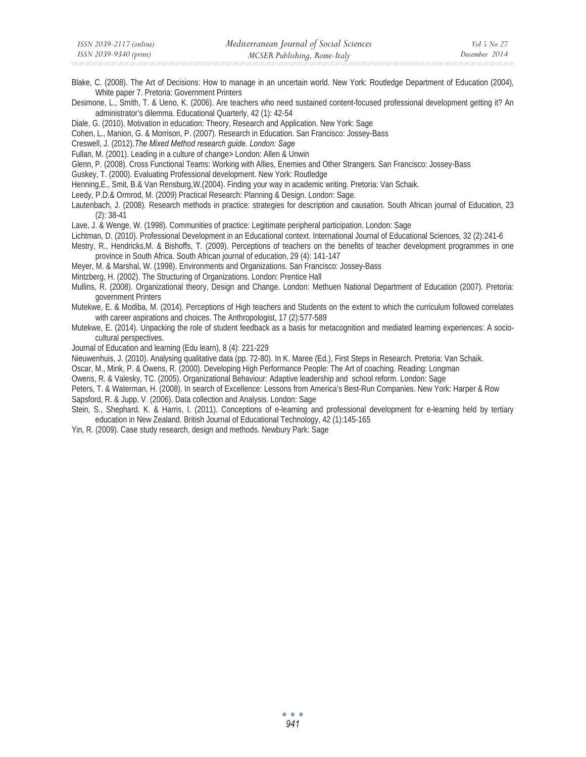Blake, C. (2008). The Art of Decisions: How to manage in an uncertain world. New York: Routledge Department of Education (2004), White paper 7. Pretoria: Government Printers

Desimone, L., Smith, T. & Ueno, K. (2006). Are teachers who need sustained content-focused professional development getting it? An administrator's dilemma. Educational Quarterly, 42 (1): 42-54

Diale, G. (2010). Motivation in education: Theory, Research and Application. New York: Sage

Cohen, L., Manion, G. & Morrison, P. (2007). Research in Education. San Francisco: Jossey-Bass

Creswell, J. (2012).*The Mixed Method research guide. London: Sage*

Fullan, M. (2001). Leading in a culture of change> London: Allen & Unwin

Glenn, P. (2008). Cross Functional Teams: Working with Allies, Enemies and Other Strangers. San Francisco: Jossey-Bass

Guskey, T. (2000). Evaluating Professional development. New York: Routledge

Henning,E., Smit, B.& Van Rensburg,W.(2004). Finding your way in academic writing. Pretoria: Van Schaik.

Leedy, P.D.& Ormrod, M. (2009) Practical Research: Planning & Design. London: Sage.

Lautenbach, J. (2008). Research methods in practice: strategies for description and causation. South African journal of Education, 23 (2): 38-41

Lave, J. & Wenge, W. (1998). Communities of practice: Legitimate peripheral participation. London: Sage

Lichtman, D. (2010). Professional Development in an Educational context. International Journal of Educational Sciences, 32 (2):241-6

Mestry, R., Hendricks,M. & Bishoffs, T. (2009). Perceptions of teachers on the benefits of teacher development programmes in one province in South Africa. South African journal of education, 29 (4): 141-147

Meyer, M. & Marshal, W. (1998). Environments and Organizations. San Francisco: Jossey-Bass

Mintzberg, H. (2002). The Structuring of Organizations. London: Prentice Hall

Mullins, R. (2008). Organizational theory, Design and Change. London: Methuen National Department of Education (2007). Pretoria: government Printers

Mutekwe, E. & Modiba, M. (2014). Perceptions of High teachers and Students on the extent to which the curriculum followed correlates with career aspirations and choices. The Anthropologist, 17 (2):577-589

Mutekwe, E. (2014). Unpacking the role of student feedback as a basis for metacognition and mediated learning experiences: A socio-cultural perspectives.

Journal of Education and learning (Edu learn), 8 (4): 221-229

Nieuwenhuis, J. (2010). Analysing qualitative data (pp. 72-80). In K. Maree (Ed.), First Steps in Research. Pretoria: Van Schaik.

Oscar, M., Mink, P. & Owens, R. (2000). Developing High Performance People: The Art of coaching. Reading: Longman

Owens, R. & Valesky, TC. (2005). Organizational Behaviour: Adaptive leadership and school reform. London: Sage

Peters, T. & Waterman, H. (2008). In search of Excellence: Lessons from America's Best-Run Companies. New York: Harper & Row

Sapsford, R. & Jupp, V. (2006). Data collection and Analysis. London: Sage

Stein, S., Shephard, K. & Harris, I. (2011). Conceptions of e-learning and professional development for e-learning held by tertiary education in New Zealand. British Journal of Educational Technology, 42 (1):145-165

Yin, R. (2009). Case study research, design and methods. Newbury Park: Sage